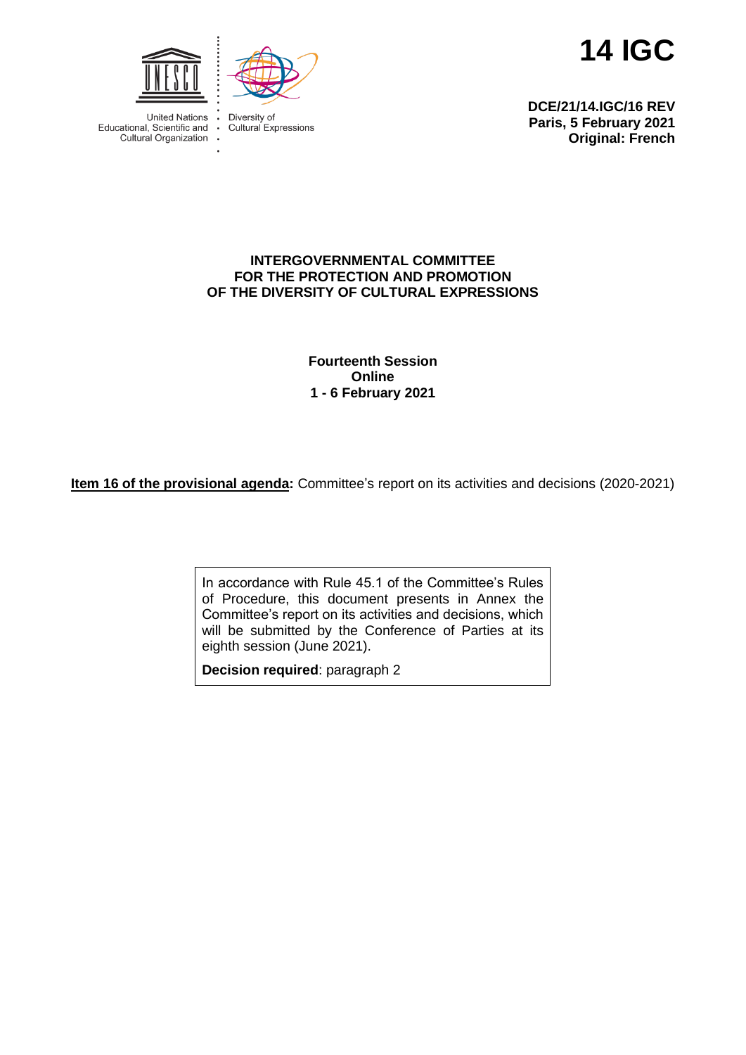United Nations Educational, Scientific and Cultural Organization

Diversity of Cultural Expressions

# 14 IGC

**DCE/21/14.IGC/16 REV**
**Paris, 5 February 2021**
**Original: French**

**INTERGOVERNMENTAL COMMITTEE FOR THE PROTECTION AND PROMOTION OF THE DIVERSITY OF CULTURAL EXPRESSIONS**

**Fourteenth Session**
**Online**
**1 - 6 February 2021**

**Item 16 of the provisional agenda:** Committee's report on its activities and decisions (2020-2021)

In accordance with Rule 45.1 of the Committee's Rules of Procedure, this document presents in Annex the Committee's report on its activities and decisions, which will be submitted by the Conference of Parties at its eighth session (June 2021).

**Decision required**: paragraph 2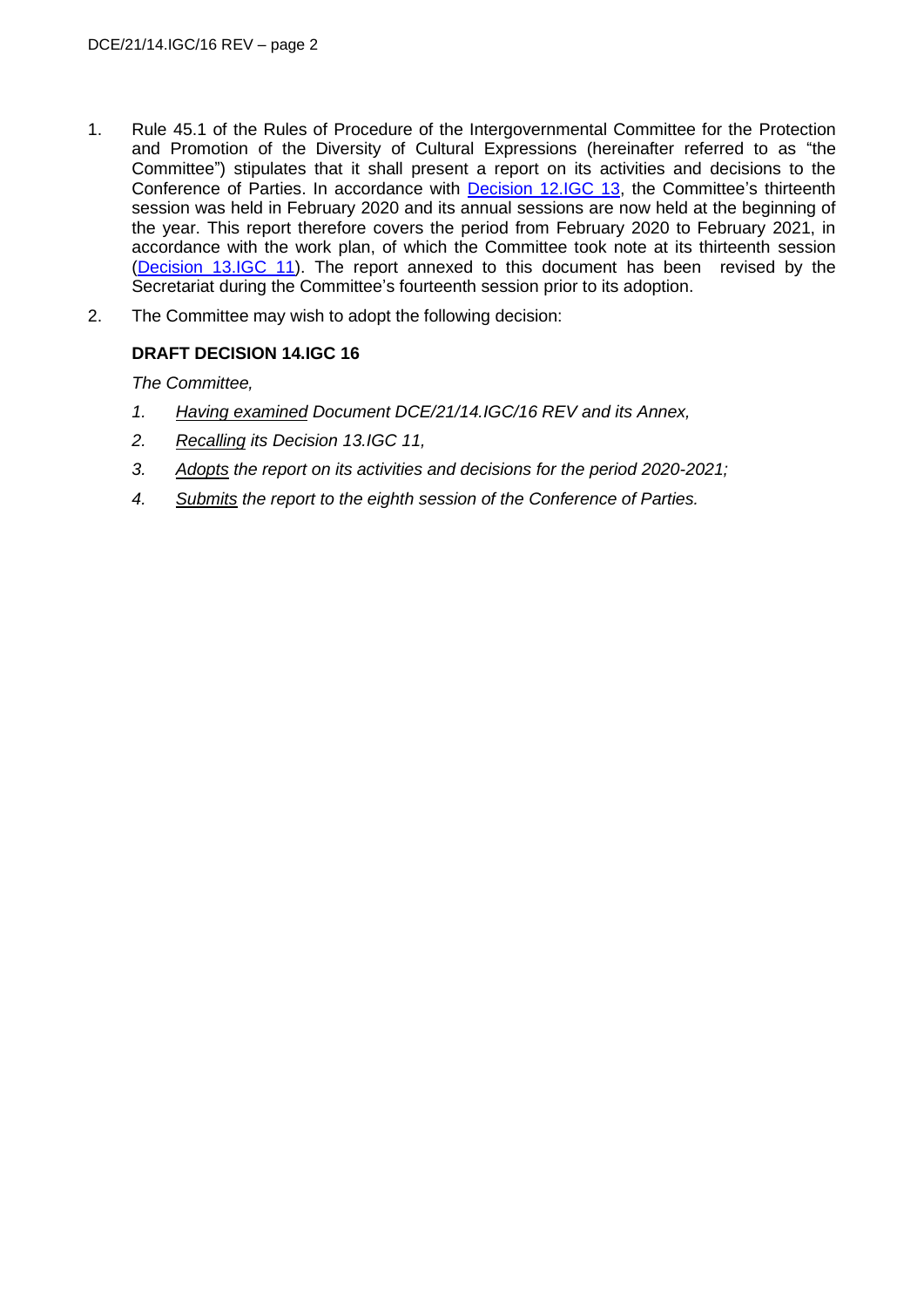1. Rule 45.1 of the Rules of Procedure of the Intergovernmental Committee for the Protection and Promotion of the Diversity of Cultural Expressions (hereinafter referred to as "the Committee") stipulates that it shall present a report on its activities and decisions to the Conference of Parties. In accordance with [Decision 12.IGC 13](), the Committee's thirteenth session was held in February 2020 and its annual sessions are now held at the beginning of the year. This report therefore covers the period from February 2020 to February 2021, in accordance with the work plan, of which the Committee took note at its thirteenth session ([Decision 13.IGC 11]()). The report annexed to this document has been revised by the Secretariat during the Committee's fourteenth session prior to its adoption.

2. The Committee may wish to adopt the following decision:

**DRAFT DECISION 14.IGC 16**

*The Committee,*

1. *Having examined Document DCE/21/14.IGC/16 REV and its Annex,*
2. *Recalling its Decision 13.IGC 11,*
3. *Adopts the report on its activities and decisions for the period 2020-2021;*
4. *Submits the report to the eighth session of the Conference of Parties.*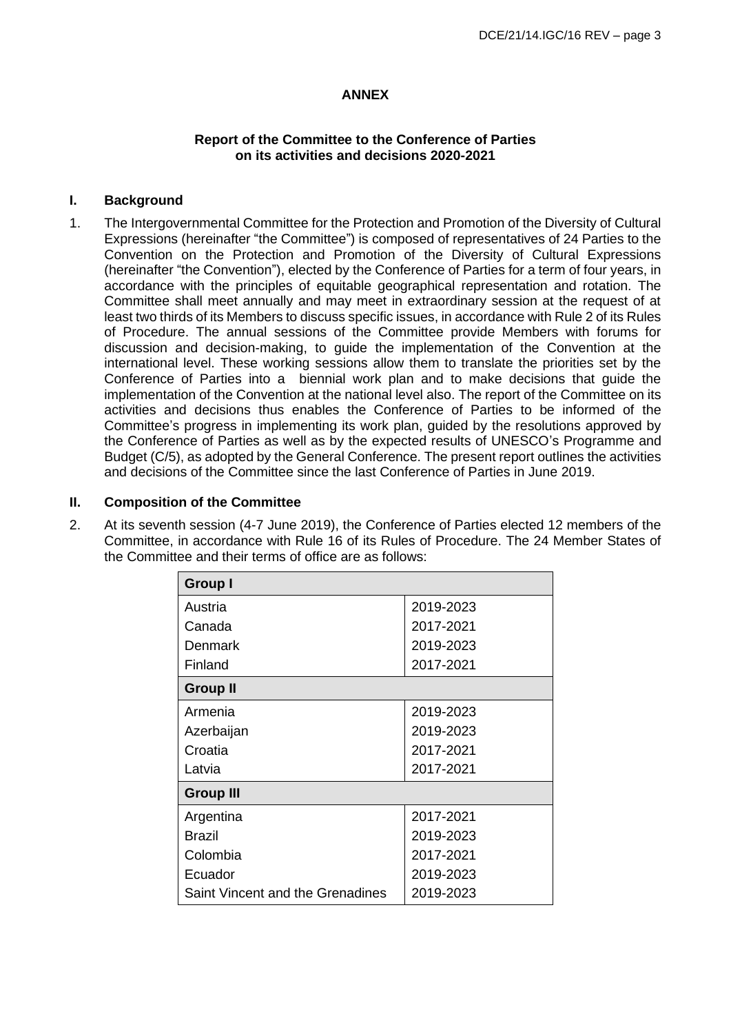**ANNEX**

**Report of the Committee to the Conference of Parties on its activities and decisions 2020-2021**

## I. Background

1. The Intergovernmental Committee for the Protection and Promotion of the Diversity of Cultural Expressions (hereinafter "the Committee") is composed of representatives of 24 Parties to the Convention on the Protection and Promotion of the Diversity of Cultural Expressions (hereinafter "the Convention"), elected by the Conference of Parties for a term of four years, in accordance with the principles of equitable geographical representation and rotation. The Committee shall meet annually and may meet in extraordinary session at the request of at least two thirds of its Members to discuss specific issues, in accordance with Rule 2 of its Rules of Procedure. The annual sessions of the Committee provide Members with forums for discussion and decision-making, to guide the implementation of the Convention at the international level. These working sessions allow them to translate the priorities set by the Conference of Parties into a biennial work plan and to make decisions that guide the implementation of the Convention at the national level also. The report of the Committee on its activities and decisions thus enables the Conference of Parties to be informed of the Committee's progress in implementing its work plan, guided by the resolutions approved by the Conference of Parties as well as by the expected results of UNESCO's Programme and Budget (C/5), as adopted by the General Conference. The present report outlines the activities and decisions of the Committee since the last Conference of Parties in June 2019.

## II. Composition of the Committee

2. At its seventh session (4-7 June 2019), the Conference of Parties elected 12 members of the Committee, in accordance with Rule 16 of its Rules of Procedure. The 24 Member States of the Committee and their terms of office are as follows:

| **Group I** | |
|---|---|
| Austria | 2019-2023 |
| Canada | 2017-2021 |
| Denmark | 2019-2023 |
| Finland | 2017-2021 |
| **Group II** | |
| Armenia | 2019-2023 |
| Azerbaijan | 2019-2023 |
| Croatia | 2017-2021 |
| Latvia | 2017-2021 |
| **Group III** | |
| Argentina | 2017-2021 |
| Brazil | 2019-2023 |
| Colombia | 2017-2021 |
| Ecuador | 2019-2023 |
| Saint Vincent and the Grenadines | 2019-2023 |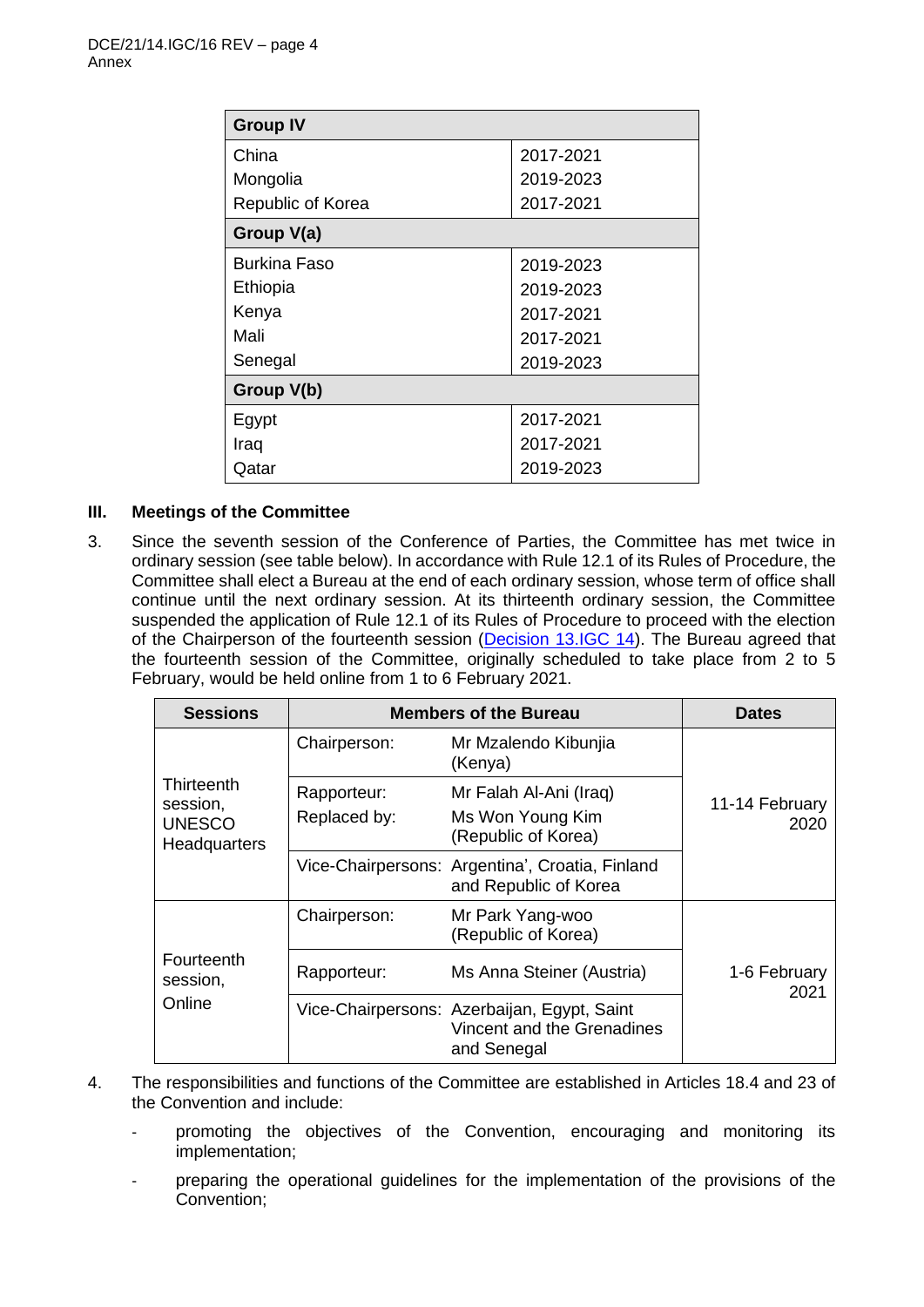| Group IV | |
|---|---|
| China | 2017-2021 |
| Mongolia | 2019-2023 |
| Republic of Korea | 2017-2021 |
| **Group V(a)** | |
| Burkina Faso | 2019-2023 |
| Ethiopia | 2019-2023 |
| Kenya | 2017-2021 |
| Mali | 2017-2021 |
| Senegal | 2019-2023 |
| **Group V(b)** | |
| Egypt | 2017-2021 |
| Iraq | 2017-2021 |
| Qatar | 2019-2023 |

### III. Meetings of the Committee

3. Since the seventh session of the Conference of Parties, the Committee has met twice in ordinary session (see table below). In accordance with Rule 12.1 of its Rules of Procedure, the Committee shall elect a Bureau at the end of each ordinary session, whose term of office shall continue until the next ordinary session. At its thirteenth ordinary session, the Committee suspended the application of Rule 12.1 of its Rules of Procedure to proceed with the election of the Chairperson of the fourteenth session (Decision 13.IGC 14). The Bureau agreed that the fourteenth session of the Committee, originally scheduled to take place from 2 to 5 February, would be held online from 1 to 6 February 2021.

| Sessions | Members of the Bureau | | Dates |
|---|---|---|---|
| Thirteenth session, UNESCO Headquarters | Chairperson: | Mr Mzalendo Kibunjia (Kenya) | 11-14 February 2020 |
| | Rapporteur: Replaced by: | Mr Falah Al-Ani (Iraq) Ms Won Young Kim (Republic of Korea) | |
| | Vice-Chairpersons: | Argentina', Croatia, Finland and Republic of Korea | |
| Fourteenth session, Online | Chairperson: | Mr Park Yang-woo (Republic of Korea) | 1-6 February 2021 |
| | Rapporteur: | Ms Anna Steiner (Austria) | |
| | Vice-Chairpersons: | Azerbaijan, Egypt, Saint Vincent and the Grenadines and Senegal | |

4. The responsibilities and functions of the Committee are established in Articles 18.4 and 23 of the Convention and include:

   - promoting the objectives of the Convention, encouraging and monitoring its implementation;
   - preparing the operational guidelines for the implementation of the provisions of the Convention;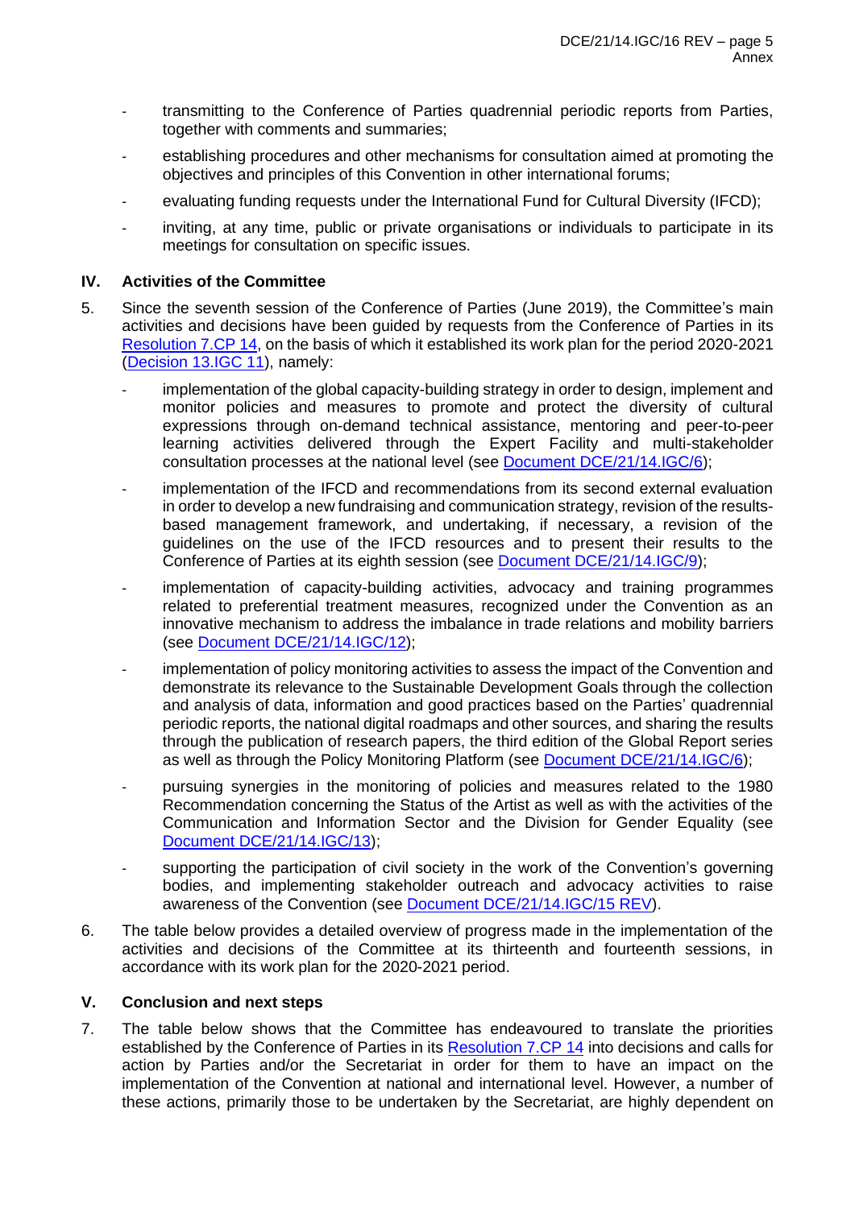- transmitting to the Conference of Parties quadrennial periodic reports from Parties, together with comments and summaries;
- establishing procedures and other mechanisms for consultation aimed at promoting the objectives and principles of this Convention in other international forums;
- evaluating funding requests under the International Fund for Cultural Diversity (IFCD);
- inviting, at any time, public or private organisations or individuals to participate in its meetings for consultation on specific issues.

## IV. Activities of the Committee

5. Since the seventh session of the Conference of Parties (June 2019), the Committee's main activities and decisions have been guided by requests from the Conference of Parties in its Resolution 7.CP 14, on the basis of which it established its work plan for the period 2020-2021 (Decision 13.IGC 11), namely:
   - implementation of the global capacity-building strategy in order to design, implement and monitor policies and measures to promote and protect the diversity of cultural expressions through on-demand technical assistance, mentoring and peer-to-peer learning activities delivered through the Expert Facility and multi-stakeholder consultation processes at the national level (see Document DCE/21/14.IGC/6);
   - implementation of the IFCD and recommendations from its second external evaluation in order to develop a new fundraising and communication strategy, revision of the results-based management framework, and undertaking, if necessary, a revision of the guidelines on the use of the IFCD resources and to present their results to the Conference of Parties at its eighth session (see Document DCE/21/14.IGC/9);
   - implementation of capacity-building activities, advocacy and training programmes related to preferential treatment measures, recognized under the Convention as an innovative mechanism to address the imbalance in trade relations and mobility barriers (see Document DCE/21/14.IGC/12);
   - implementation of policy monitoring activities to assess the impact of the Convention and demonstrate its relevance to the Sustainable Development Goals through the collection and analysis of data, information and good practices based on the Parties' quadrennial periodic reports, the national digital roadmaps and other sources, and sharing the results through the publication of research papers, the third edition of the Global Report series as well as through the Policy Monitoring Platform (see Document DCE/21/14.IGC/6);
   - pursuing synergies in the monitoring of policies and measures related to the 1980 Recommendation concerning the Status of the Artist as well as with the activities of the Communication and Information Sector and the Division for Gender Equality (see Document DCE/21/14.IGC/13);
   - supporting the participation of civil society in the work of the Convention's governing bodies, and implementing stakeholder outreach and advocacy activities to raise awareness of the Convention (see Document DCE/21/14.IGC/15 REV).

6. The table below provides a detailed overview of progress made in the implementation of the activities and decisions of the Committee at its thirteenth and fourteenth sessions, in accordance with its work plan for the 2020-2021 period.

## V. Conclusion and next steps

7. The table below shows that the Committee has endeavoured to translate the priorities established by the Conference of Parties in its Resolution 7.CP 14 into decisions and calls for action by Parties and/or the Secretariat in order for them to have an impact on the implementation of the Convention at national and international level. However, a number of these actions, primarily those to be undertaken by the Secretariat, are highly dependent on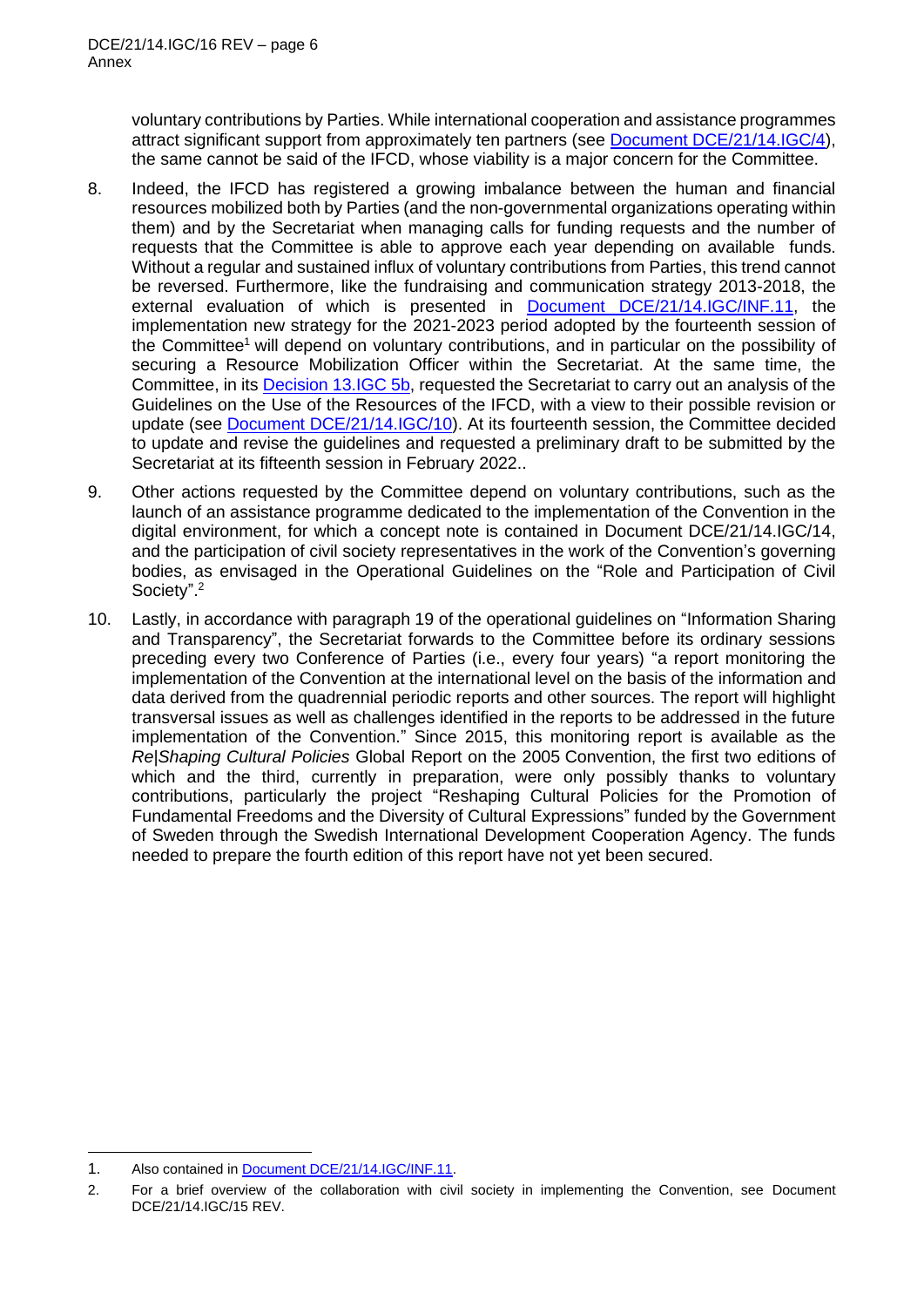voluntary contributions by Parties. While international cooperation and assistance programmes attract significant support from approximately ten partners (see [Document DCE/21/14.IGC/4](#)), the same cannot be said of the IFCD, whose viability is a major concern for the Committee.

8. Indeed, the IFCD has registered a growing imbalance between the human and financial resources mobilized both by Parties (and the non-governmental organizations operating within them) and by the Secretariat when managing calls for funding requests and the number of requests that the Committee is able to approve each year depending on available funds. Without a regular and sustained influx of voluntary contributions from Parties, this trend cannot be reversed. Furthermore, like the fundraising and communication strategy 2013-2018, the external evaluation of which is presented in [Document DCE/21/14.IGC/INF.11](#), the implementation new strategy for the 2021-2023 period adopted by the fourteenth session of the Committee[1] will depend on voluntary contributions, and in particular on the possibility of securing a Resource Mobilization Officer within the Secretariat. At the same time, the Committee, in its [Decision 13.IGC 5b](#), requested the Secretariat to carry out an analysis of the Guidelines on the Use of the Resources of the IFCD, with a view to their possible revision or update (see [Document DCE/21/14.IGC/10](#)). At its fourteenth session, the Committee decided to update and revise the guidelines and requested a preliminary draft to be submitted by the Secretariat at its fifteenth session in February 2022..

9. Other actions requested by the Committee depend on voluntary contributions, such as the launch of an assistance programme dedicated to the implementation of the Convention in the digital environment, for which a concept note is contained in Document DCE/21/14.IGC/14, and the participation of civil society representatives in the work of the Convention's governing bodies, as envisaged in the Operational Guidelines on the "Role and Participation of Civil Society".[2]

10. Lastly, in accordance with paragraph 19 of the operational guidelines on "Information Sharing and Transparency", the Secretariat forwards to the Committee before its ordinary sessions preceding every two Conference of Parties (i.e., every four years) "a report monitoring the implementation of the Convention at the international level on the basis of the information and data derived from the quadrennial periodic reports and other sources. The report will highlight transversal issues as well as challenges identified in the reports to be addressed in the future implementation of the Convention." Since 2015, this monitoring report is available as the *Re|Shaping Cultural Policies* Global Report on the 2005 Convention, the first two editions of which and the third, currently in preparation, were only possibly thanks to voluntary contributions, particularly the project "Reshaping Cultural Policies for the Promotion of Fundamental Freedoms and the Diversity of Cultural Expressions" funded by the Government of Sweden through the Swedish International Development Cooperation Agency. The funds needed to prepare the fourth edition of this report have not yet been secured.

---

1. Also contained in [Document DCE/21/14.IGC/INF.11](#).
2. For a brief overview of the collaboration with civil society in implementing the Convention, see Document DCE/21/14.IGC/15 REV.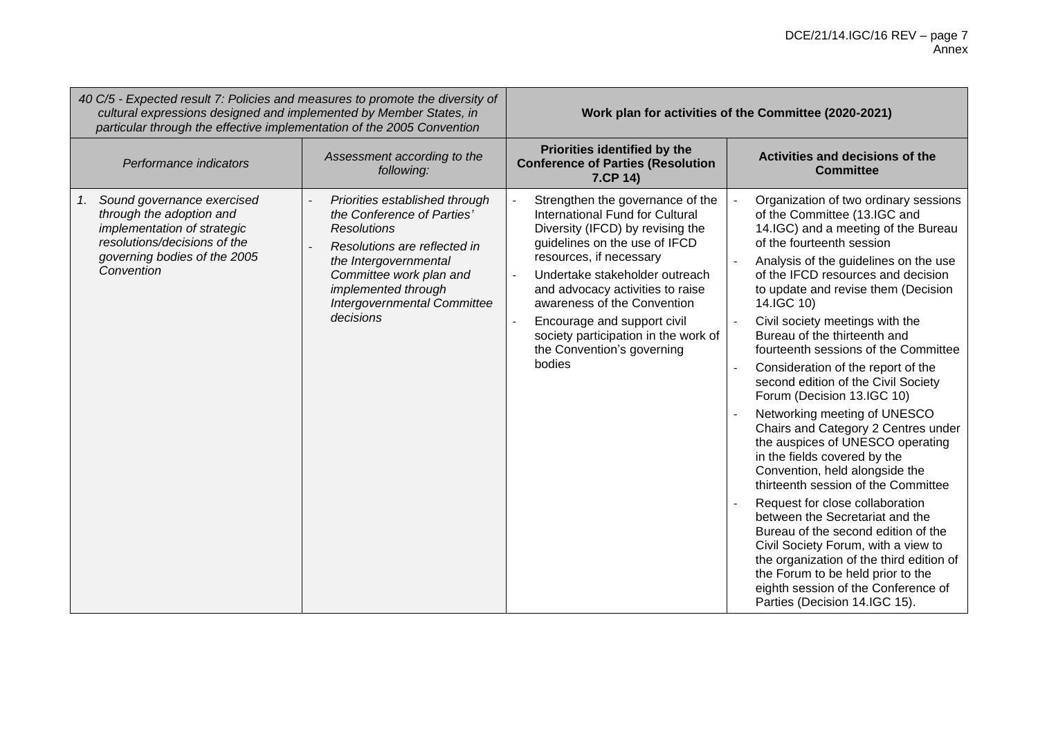| *40 C/5 - Expected result 7: Policies and measures to promote the diversity of cultural expressions designed and implemented by Member States, in particular through the effective implementation of the 2005 Convention* | | **Work plan for activities of the Committee (2020-2021)** | |
|---|---|---|---|
| *Performance indicators* | *Assessment according to the following:* | **Priorities identified by the Conference of Parties (Resolution 7.CP 14)** | **Activities and decisions of the Committee** |
| *1. Sound governance exercised through the adoption and implementation of strategic resolutions/decisions of the governing bodies of the 2005 Convention* | - *Priorities established through the Conference of Parties' Resolutions*<br>- *Resolutions are reflected in the Intergovernmental Committee work plan and implemented through Intergovernmental Committee decisions* | - Strengthen the governance of the International Fund for Cultural Diversity (IFCD) by revising the guidelines on the use of IFCD resources, if necessary<br>- Undertake stakeholder outreach and advocacy activities to raise awareness of the Convention<br>- Encourage and support civil society participation in the work of the Convention's governing bodies | - Organization of two ordinary sessions of the Committee (13.IGC and 14.IGC) and a meeting of the Bureau of the fourteenth session<br>- Analysis of the guidelines on the use of the IFCD resources and decision to update and revise them (Decision 14.IGC 10)<br>- Civil society meetings with the Bureau of the thirteenth and fourteenth sessions of the Committee<br>- Consideration of the report of the second edition of the Civil Society Forum (Decision 13.IGC 10)<br>- Networking meeting of UNESCO Chairs and Category 2 Centres under the auspices of UNESCO operating in the fields covered by the Convention, held alongside the thirteenth session of the Committee<br>- Request for close collaboration between the Secretariat and the Bureau of the second edition of the Civil Society Forum, with a view to the organization of the third edition of the Forum to be held prior to the eighth session of the Conference of Parties (Decision 14.IGC 15). |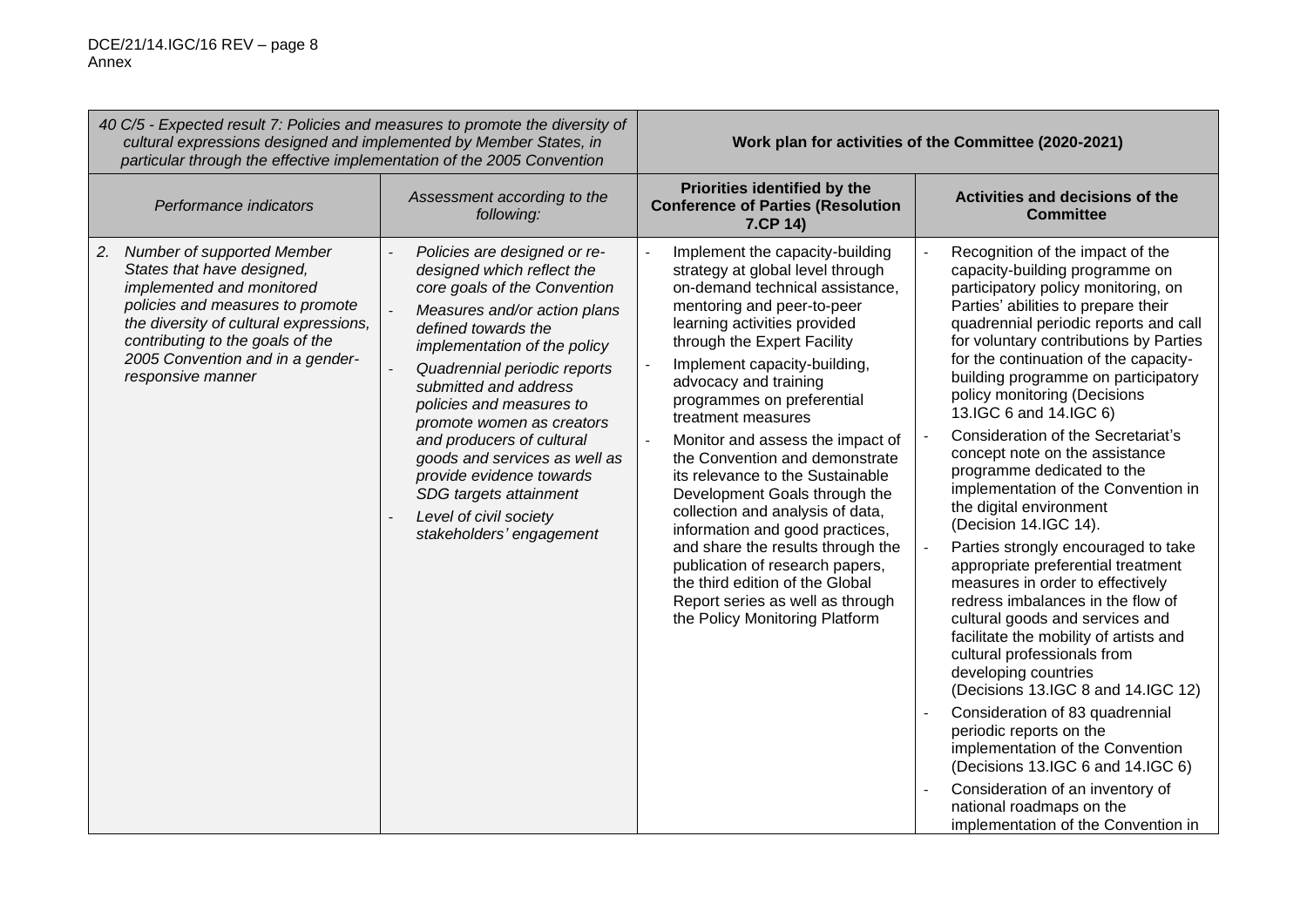| *40 C/5 - Expected result 7: Policies and measures to promote the diversity of cultural expressions designed and implemented by Member States, in particular through the effective implementation of the 2005 Convention* | | **Work plan for activities of the Committee (2020-2021)** | |
|---|---|---|---|
| *Performance indicators* | *Assessment according to the following:* | **Priorities identified by the Conference of Parties (Resolution 7.CP 14)** | **Activities and decisions of the Committee** |
| 2. *Number of supported Member States that have designed, implemented and monitored policies and measures to promote the diversity of cultural expressions, contributing to the goals of the 2005 Convention and in a gender-responsive manner* | - *Policies are designed or re-designed which reflect the core goals of the Convention*<br>- *Measures and/or action plans defined towards the implementation of the policy*<br>- *Quadrennial periodic reports submitted and address policies and measures to promote women as creators and producers of cultural goods and services as well as provide evidence towards SDG targets attainment*<br>- *Level of civil society stakeholders' engagement* | - Implement the capacity-building strategy at global level through on-demand technical assistance, mentoring and peer-to-peer learning activities provided through the Expert Facility<br>- Implement capacity-building, advocacy and training programmes on preferential treatment measures<br>- Monitor and assess the impact of the Convention and demonstrate its relevance to the Sustainable Development Goals through the collection and analysis of data, information and good practices, and share the results through the publication of research papers, the third edition of the Global Report series as well as through the Policy Monitoring Platform | - Recognition of the impact of the capacity-building programme on participatory policy monitoring, on Parties' abilities to prepare their quadrennial periodic reports and call for voluntary contributions by Parties for the continuation of the capacity-building programme on participatory policy monitoring (Decisions 13.IGC 6 and 14.IGC 6)<br>- Consideration of the Secretariat's concept note on the assistance programme dedicated to the implementation of the Convention in the digital environment (Decision 14.IGC 14).<br>- Parties strongly encouraged to take appropriate preferential treatment measures in order to effectively redress imbalances in the flow of cultural goods and services and facilitate the mobility of artists and cultural professionals from developing countries (Decisions 13.IGC 8 and 14.IGC 12)<br>- Consideration of 83 quadrennial periodic reports on the implementation of the Convention (Decisions 13.IGC 6 and 14.IGC 6)<br>- Consideration of an inventory of national roadmaps on the implementation of the Convention in |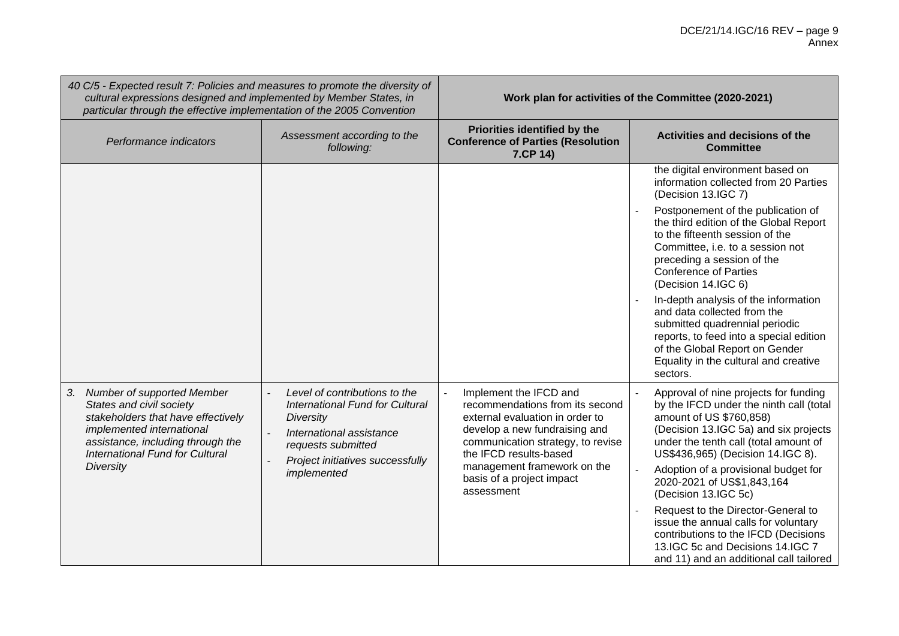| *40 C/5 - Expected result 7: Policies and measures to promote the diversity of cultural expressions designed and implemented by Member States, in particular through the effective implementation of the 2005 Convention* | | **Work plan for activities of the Committee (2020-2021)** | |
|---|---|---|---|
| *Performance indicators* | *Assessment according to the following:* | **Priorities identified by the Conference of Parties (Resolution 7.CP 14)** | **Activities and decisions of the Committee** |
| | | | the digital environment based on information collected from 20 Parties (Decision 13.IGC 7)<br>- Postponement of the publication of the third edition of the Global Report to the fifteenth session of the Committee, i.e. to a session not preceding a session of the Conference of Parties (Decision 14.IGC 6)<br>- In-depth analysis of the information and data collected from the submitted quadrennial periodic reports, to feed into a special edition of the Global Report on Gender Equality in the cultural and creative sectors. |
| *3. Number of supported Member States and civil society stakeholders that have effectively implemented international assistance, including through the International Fund for Cultural Diversity* | - *Level of contributions to the International Fund for Cultural Diversity*<br>- *International assistance requests submitted*<br>- *Project initiatives successfully implemented* | - Implement the IFCD and recommendations from its second external evaluation in order to develop a new fundraising and communication strategy, to revise the IFCD results-based management framework on the basis of a project impact assessment | - Approval of nine projects for funding by the IFCD under the ninth call (total amount of US $760,858) (Decision 13.IGC 5a) and six projects under the tenth call (total amount of US$436,965) (Decision 14.IGC 8).<br>- Adoption of a provisional budget for 2020-2021 of US$1,843,164 (Decision 13.IGC 5c)<br>- Request to the Director-General to issue the annual calls for voluntary contributions to the IFCD (Decisions 13.IGC 5c and Decisions 14.IGC 7 and 11) and an additional call tailored |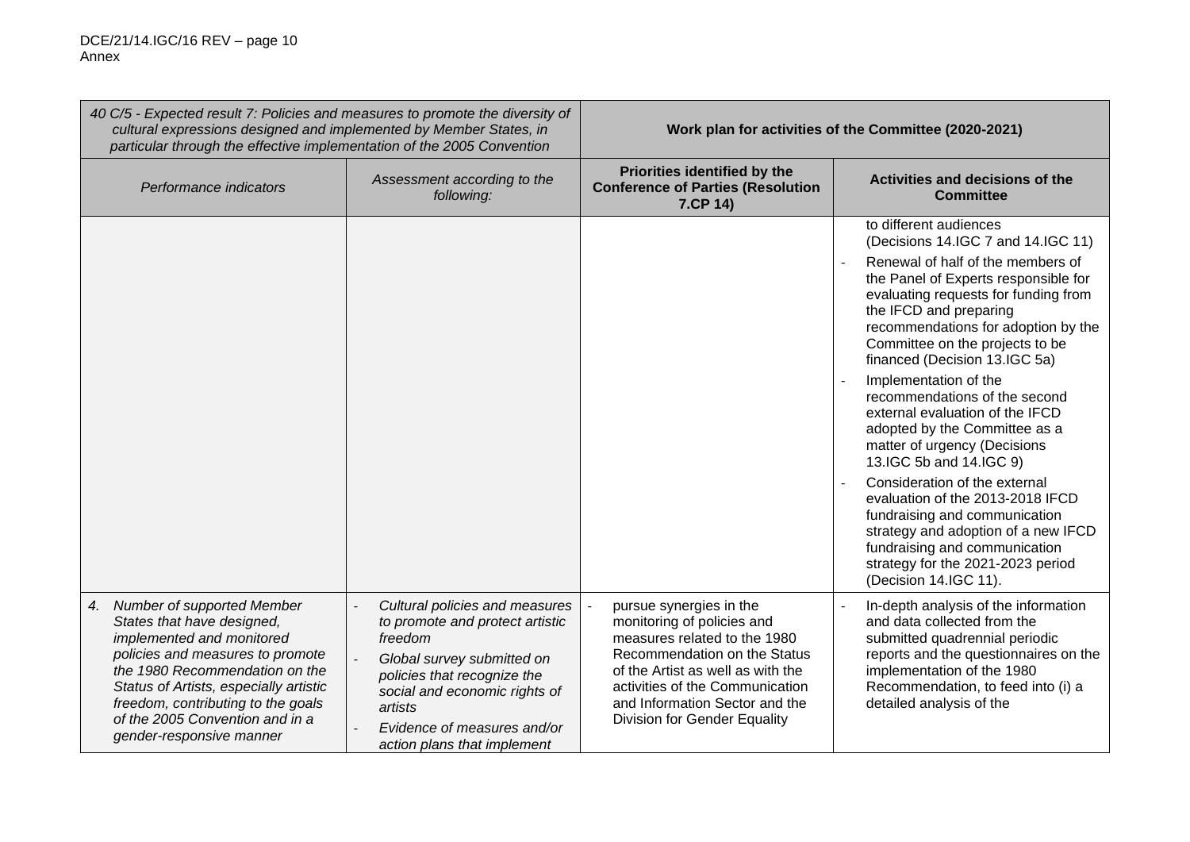| *40 C/5 - Expected result 7: Policies and measures to promote the diversity of cultural expressions designed and implemented by Member States, in particular through the effective implementation of the 2005 Convention* | | **Work plan for activities of the Committee (2020-2021)** | |
|---|---|---|---|
| *Performance indicators* | *Assessment according to the following:* | **Priorities identified by the Conference of Parties (Resolution 7.CP 14)** | **Activities and decisions of the Committee** |
| | | | to different audiences (Decisions 14.IGC 7 and 14.IGC 11)<br>- Renewal of half of the members of the Panel of Experts responsible for evaluating requests for funding from the IFCD and preparing recommendations for adoption by the Committee on the projects to be financed (Decision 13.IGC 5a)<br>- Implementation of the recommendations of the second external evaluation of the IFCD adopted by the Committee as a matter of urgency (Decisions 13.IGC 5b and 14.IGC 9)<br>- Consideration of the external evaluation of the 2013-2018 IFCD fundraising and communication strategy and adoption of a new IFCD fundraising and communication strategy for the 2021-2023 period (Decision 14.IGC 11). |
| *4. Number of supported Member States that have designed, implemented and monitored policies and measures to promote the 1980 Recommendation on the Status of Artists, especially artistic freedom, contributing to the goals of the 2005 Convention and in a gender-responsive manner* | - *Cultural policies and measures to promote and protect artistic freedom*<br>- *Global survey submitted on policies that recognize the social and economic rights of artists*<br>- *Evidence of measures and/or action plans that implement* | - pursue synergies in the monitoring of policies and measures related to the 1980 Recommendation on the Status of the Artist as well as with the activities of the Communication and Information Sector and the Division for Gender Equality | - In-depth analysis of the information and data collected from the submitted quadrennial periodic reports and the questionnaires on the implementation of the 1980 Recommendation, to feed into (i) a detailed analysis of the |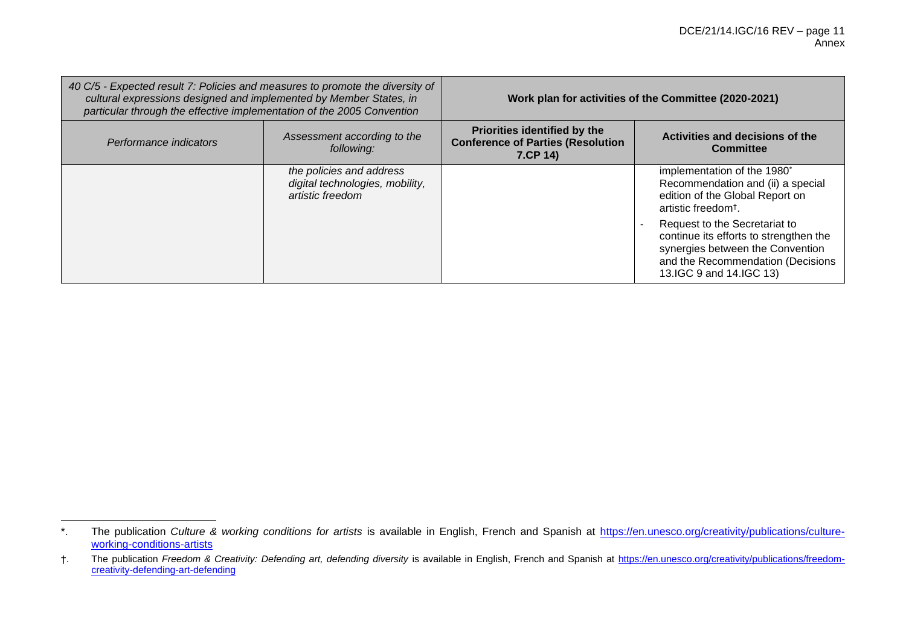| *40 C/5 - Expected result 7: Policies and measures to promote the diversity of cultural expressions designed and implemented by Member States, in particular through the effective implementation of the 2005 Convention* | | **Work plan for activities of the Committee (2020-2021)** | |
|---|---|---|---|
| *Performance indicators* | *Assessment according to the following:* | **Priorities identified by the Conference of Parties (Resolution 7.CP 14)** | **Activities and decisions of the Committee** |
| | *the policies and address digital technologies, mobility, artistic freedom* | | implementation of the 1980* Recommendation and (ii) a special edition of the Global Report on artistic freedom†.<br>- Request to the Secretariat to continue its efforts to strengthen the synergies between the Convention and the Recommendation (Decisions 13.IGC 9 and 14.IGC 13) |

*. The publication *Culture & working conditions for artists* is available in English, French and Spanish at https://en.unesco.org/creativity/publications/culture-working-conditions-artists

†. The publication *Freedom & Creativity: Defending art, defending diversity* is available in English, French and Spanish at https://en.unesco.org/creativity/publications/freedom-creativity-defending-art-defending